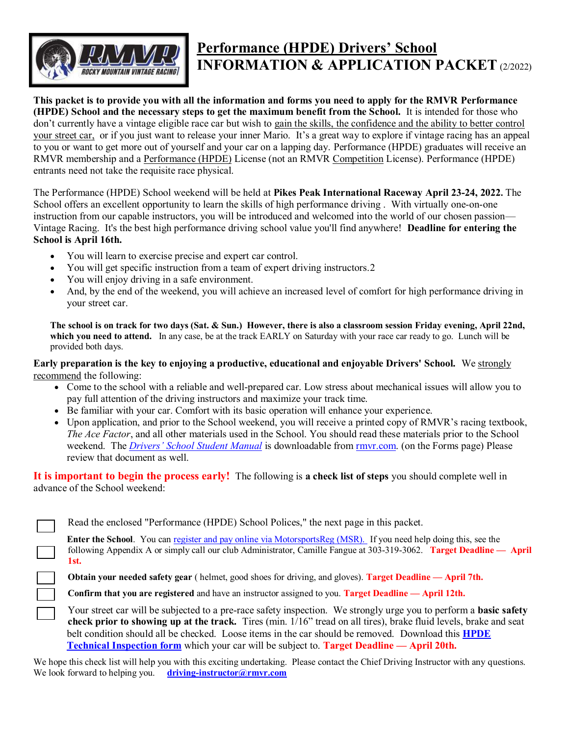# Performance (HPDE) Drivers' School
## INFORMATION & APPLICATION PACKET (2/2022)

**This packet is to provide you with all the information and forms you need to apply for the RMVR Performance (HPDE) School and the necessary steps to get the maximum benefit from the School.** It is intended for those who don't currently have a vintage eligible race car but wish to gain the skills, the confidence and the ability to better control your street car, or if you just want to release your inner Mario. It's a great way to explore if vintage racing has an appeal to you or want to get more out of yourself and your car on a lapping day. Performance (HPDE) graduates will receive an RMVR membership and a Performance (HPDE) License (not an RMVR Competition License). Performance (HPDE) entrants need not take the requisite race physical.

The Performance (HPDE) School weekend will be held at **Pikes Peak International Raceway April 23-24, 2022.** The School offers an excellent opportunity to learn the skills of high performance driving . With virtually one-on-one instruction from our capable instructors, you will be introduced and welcomed into the world of our chosen passion—Vintage Racing. It's the best high performance driving school value you'll find anywhere! **Deadline for entering the School is April 16th.**

- You will learn to exercise precise and expert car control.
- You will get specific instruction from a team of expert driving instructors.2
- You will enjoy driving in a safe environment.
- And, by the end of the weekend, you will achieve an increased level of comfort for high performance driving in your street car.

**The school is on track for two days (Sat. & Sun.) However, there is also a classroom session Friday evening, April 22nd, which you need to attend.** In any case, be at the track EARLY on Saturday with your race car ready to go. Lunch will be provided both days.

**Early preparation is the key to enjoying a productive, educational and enjoyable Drivers' School.** We strongly recommend the following:

- Come to the school with a reliable and well-prepared car. Low stress about mechanical issues will allow you to pay full attention of the driving instructors and maximize your track time.
- Be familiar with your car. Comfort with its basic operation will enhance your experience.
- Upon application, and prior to the School weekend, you will receive a printed copy of RMVR's racing textbook, *The Ace Factor*, and all other materials used in the School. You should read these materials prior to the School weekend. The *Drivers' School Student Manual* is downloadable from rmvr.com. (on the Forms page) Please review that document as well.

**It is important to begin the process early!** The following is **a check list of steps** you should complete well in advance of the School weekend:

- [ ] Read the enclosed "Performance (HPDE) School Polices," the next page in this packet.
- [ ] **Enter the School**. You can register and pay online via MotorsportsReg (MSR). If you need help doing this, see the following Appendix A or simply call our club Administrator, Camille Fangue at 303-319-3062. **Target Deadline — April 1st.**
- [ ] **Obtain your needed safety gear** ( helmet, good shoes for driving, and gloves). **Target Deadline — April 7th.**
- [ ] **Confirm that you are registered** and have an instructor assigned to you. **Target Deadline — April 12th.**
- [ ] Your street car will be subjected to a pre-race safety inspection. We strongly urge you to perform a **basic safety check prior to showing up at the track.** Tires (min. 1/16" tread on all tires), brake fluid levels, brake and seat belt condition should all be checked. Loose items in the car should be removed. Download this **HPDE Technical Inspection form** which your car will be subject to. **Target Deadline — April 20th.**

We hope this check list will help you with this exciting undertaking. Please contact the Chief Driving Instructor with any questions. We look forward to helping you. **driving-instructor@rmvr.com**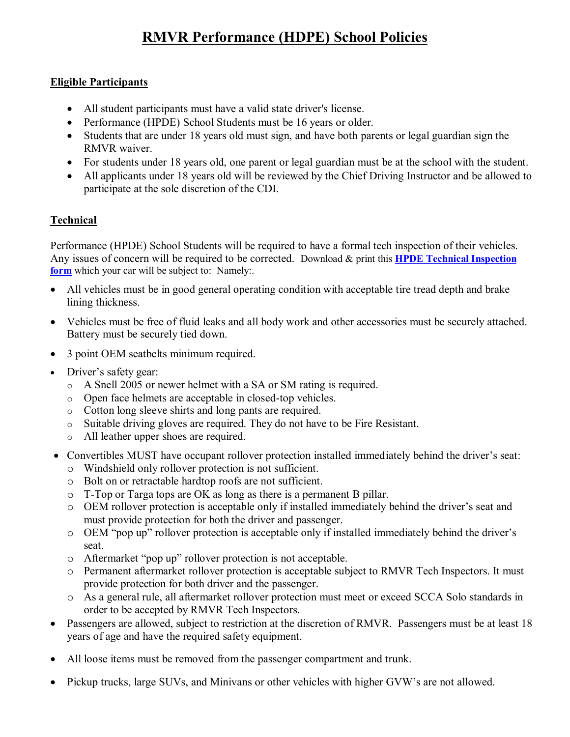# RMVR Performance (HDPE) School Policies

## Eligible Participants

- All student participants must have a valid state driver's license.
- Performance (HPDE) School Students must be 16 years or older.
- Students that are under 18 years old must sign, and have both parents or legal guardian sign the RMVR waiver.
- For students under 18 years old, one parent or legal guardian must be at the school with the student.
- All applicants under 18 years old will be reviewed by the Chief Driving Instructor and be allowed to participate at the sole discretion of the CDI.

## Technical

Performance (HPDE) School Students will be required to have a formal tech inspection of their vehicles. Any issues of concern will be required to be corrected. Download & print this **HPDE Technical Inspection form** which your car will be subject to: Namely:.

- All vehicles must be in good general operating condition with acceptable tire tread depth and brake lining thickness.
- Vehicles must be free of fluid leaks and all body work and other accessories must be securely attached. Battery must be securely tied down.
- 3 point OEM seatbelts minimum required.
- Driver's safety gear:
  - A Snell 2005 or newer helmet with a SA or SM rating is required.
  - Open face helmets are acceptable in closed-top vehicles.
  - Cotton long sleeve shirts and long pants are required.
  - Suitable driving gloves are required. They do not have to be Fire Resistant.
  - All leather upper shoes are required.
- Convertibles MUST have occupant rollover protection installed immediately behind the driver's seat:
  - Windshield only rollover protection is not sufficient.
  - Bolt on or retractable hardtop roofs are not sufficient.
  - T-Top or Targa tops are OK as long as there is a permanent B pillar.
  - OEM rollover protection is acceptable only if installed immediately behind the driver's seat and must provide protection for both the driver and passenger.
  - OEM "pop up" rollover protection is acceptable only if installed immediately behind the driver's seat.
  - Aftermarket "pop up" rollover protection is not acceptable.
  - Permanent aftermarket rollover protection is acceptable subject to RMVR Tech Inspectors. It must provide protection for both driver and the passenger.
  - As a general rule, all aftermarket rollover protection must meet or exceed SCCA Solo standards in order to be accepted by RMVR Tech Inspectors.
- Passengers are allowed, subject to restriction at the discretion of RMVR. Passengers must be at least 18 years of age and have the required safety equipment.
- All loose items must be removed from the passenger compartment and trunk.
- Pickup trucks, large SUVs, and Minivans or other vehicles with higher GVW's are not allowed.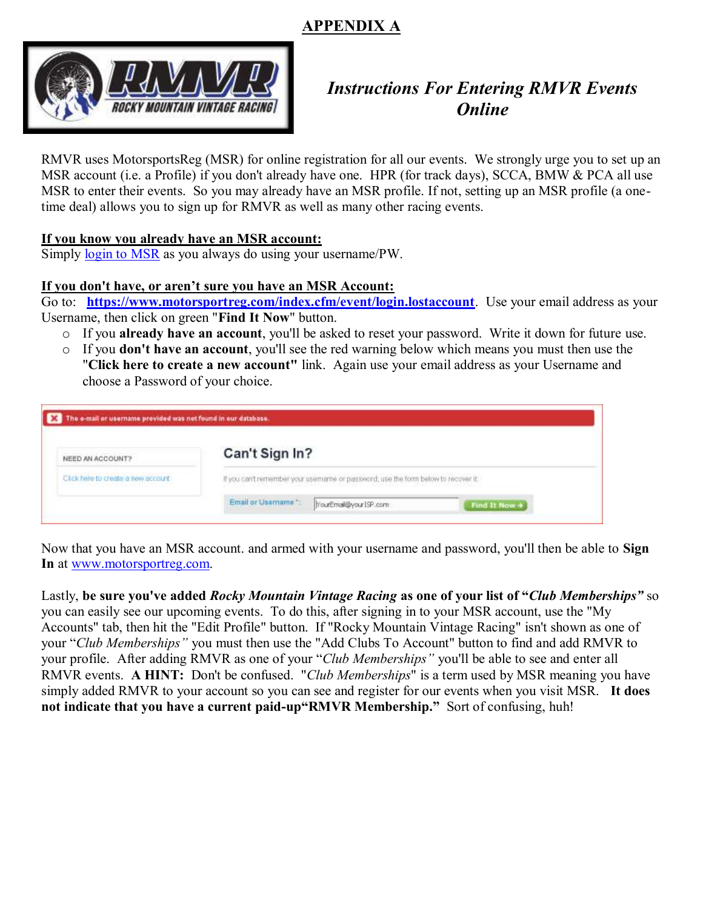# APPENDIX A

## *Instructions For Entering RMVR Events Online*

RMVR uses MotorsportsReg (MSR) for online registration for all our events. We strongly urge you to set up an MSR account (i.e. a Profile) if you don't already have one. HPR (for track days), SCCA, BMW & PCA all use MSR to enter their events. So you may already have an MSR profile. If not, setting up an MSR profile (a one-time deal) allows you to sign up for RMVR as well as many other racing events.

**If you know you already have an MSR account:**
Simply login to MSR as you always do using your username/PW.

**If you don't have, or aren't sure you have an MSR Account:**
Go to: **https://www.motorsportreg.com/index.cfm/event/login.lostaccount**. Use your email address as your Username, then click on green "**Find It Now**" button.

- If you **already have an account**, you'll be asked to reset your password. Write it down for future use.
- If you **don't have an account**, you'll see the red warning below which means you must then use the "**Click here to create a new account"** link. Again use your email address as your Username and choose a Password of your choice.

The e-mail or username provided was not found in our database.

NEED AN ACCOUNT?
Click here to create a new account

Can't Sign In?
If you can't remember your username or password, use the form below to recover it.
Email or Username *: YourEmail@yourISP.com
Find It Now

Now that you have an MSR account. and armed with your username and password, you'll then be able to **Sign In** at www.motorsportreg.com.

Lastly, **be sure you've added *Rocky Mountain Vintage Racing* as one of your list of "*Club Memberships"*** so you can easily see our upcoming events. To do this, after signing in to your MSR account, use the "My Accounts" tab, then hit the "Edit Profile" button. If "Rocky Mountain Vintage Racing" isn't shown as one of your "*Club Memberships"* you must then use the "Add Clubs To Account" button to find and add RMVR to your profile. After adding RMVR as one of your "*Club Memberships"* you'll be able to see and enter all RMVR events. **A HINT:** Don't be confused. "*Club Memberships*" is a term used by MSR meaning you have simply added RMVR to your account so you can see and register for our events when you visit MSR. **It does not indicate that you have a current paid-up"RMVR Membership."** Sort of confusing, huh!